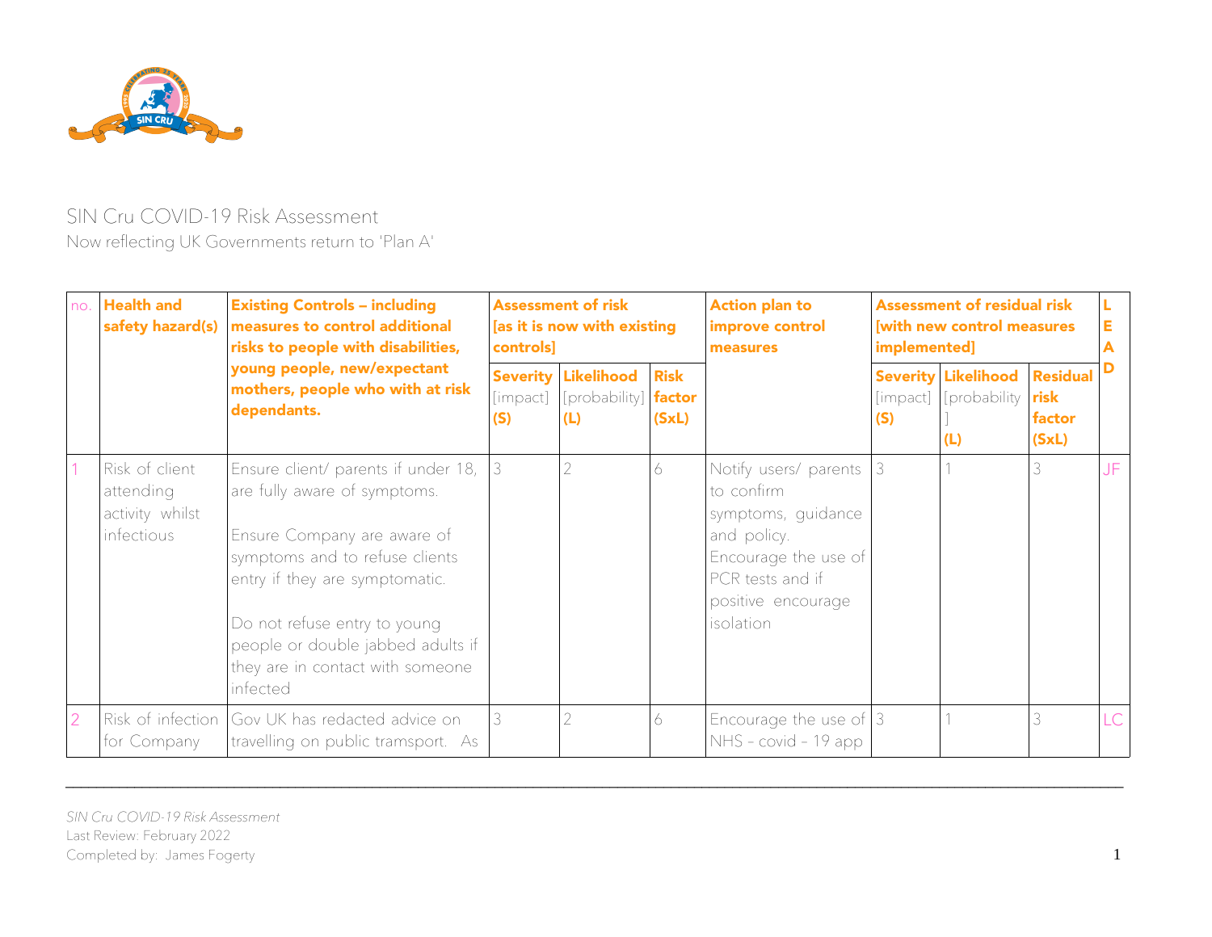# SIN Cru COVID-19 Risk Assessment

Now reflecting UK Governments return to 'Plan A'

| no. | Health and safety hazard(s) | Existing Controls – including measures to control additional risks to people with disabilities, young people, new/expectant mothers, people who with at risk dependants. | Assessment of risk [as it is now with existing controls] | | | Action plan to improve control measures | Assessment of residual risk [with new control measures implemented] | | | LEAD |
|---|---|---|---|---|---|---|---|---|---|---|
| | | | Severity [impact] (S) | Likelihood [probability] (L) | Risk factor (SxL) | | Severity [impact] (S) | Likelihood [probability] (L) | Residual risk factor (SxL) | |
| 1 | Risk of client attending activity whilst infectious | Ensure client/ parents if under 18, are fully aware of symptoms.<br><br>Ensure Company are aware of symptoms and to refuse clients entry if they are symptomatic.<br><br>Do not refuse entry to young people or double jabbed adults if they are in contact with someone infected | 3 | 2 | 6 | Notify users/ parents to confirm symptoms, guidance and policy. Encourage the use of PCR tests and if positive encourage isolation | 3 | 1 | 3 | JF |
| 2 | Risk of infection for Company | Gov UK has redacted advice on travelling on public tramsport. As | 3 | 2 | 6 | Encourage the use of NHS – covid – 19 app | 3 | 1 | 3 | LC |

*SIN Cru COVID-19 Risk Assessment*
Last Review: February 2022
Completed by: James Fogerty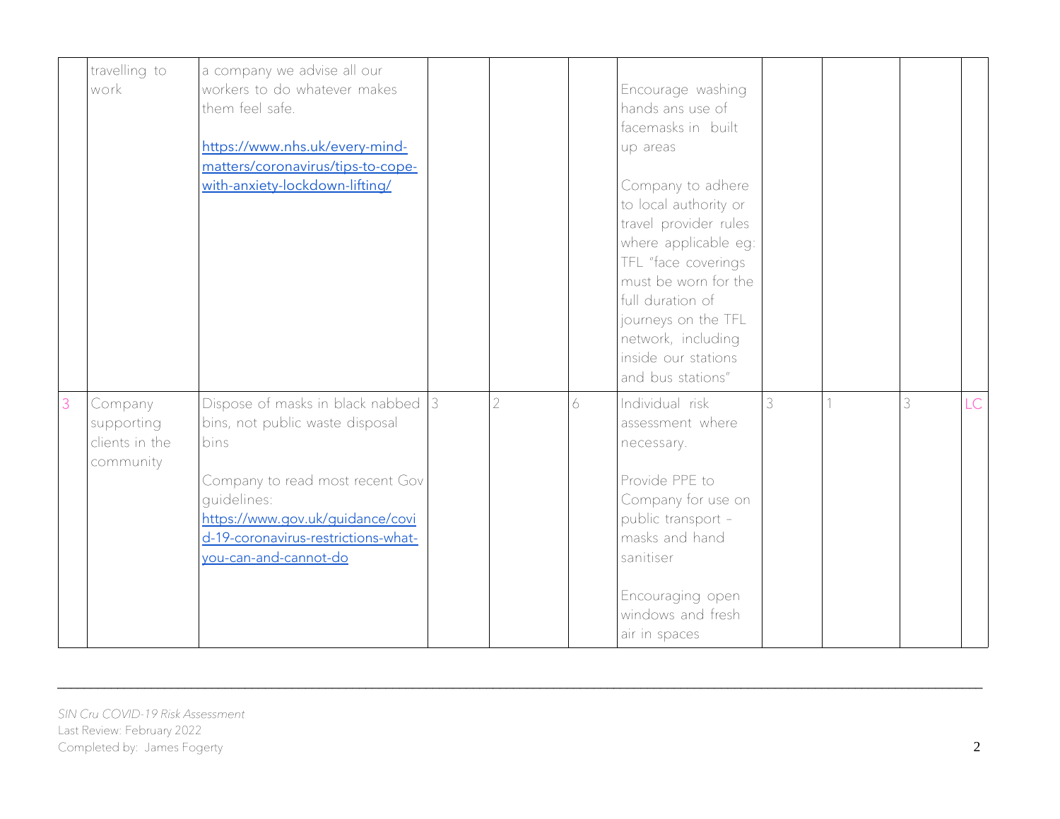|  |  |  |  |  |  |  |  |  |  |  |
|---|---|---|---|---|---|---|---|---|---|---|
|  | travelling to work | a company we advise all our workers to do whatever makes them feel safe.<br><br>[https://www.nhs.uk/every-mind-matters/coronavirus/tips-to-cope-with-anxiety-lockdown-lifting/](https://www.nhs.uk/every-mind-matters/coronavirus/tips-to-cope-with-anxiety-lockdown-lifting/) |  |  |  | Encourage washing hands ans use of facemasks in built up areas<br><br>Company to adhere to local authority or travel provider rules where applicable eg: TFL "face coverings must be worn for the full duration of journeys on the TFL network, including inside our stations and bus stations" |  |  |  |  |
| 3 | Company supporting clients in the community | Dispose of masks in black nabbed bins, not public waste disposal bins<br><br>Company to read most recent Gov guidelines: [https://www.gov.uk/guidance/covid-19-coronavirus-restrictions-what-you-can-and-cannot-do](https://www.gov.uk/guidance/covid-19-coronavirus-restrictions-what-you-can-and-cannot-do) | 3 | 2 | 6 | Individual risk assessment where necessary.<br><br>Provide PPE to Company for use on public transport – masks and hand sanitiser<br><br>Encouraging open windows and fresh air in spaces | 3 | 1 | 3 | LC |

*SIN Cru COVID-19 Risk Assessment*
Last Review: February 2022
Completed by: James Fogerty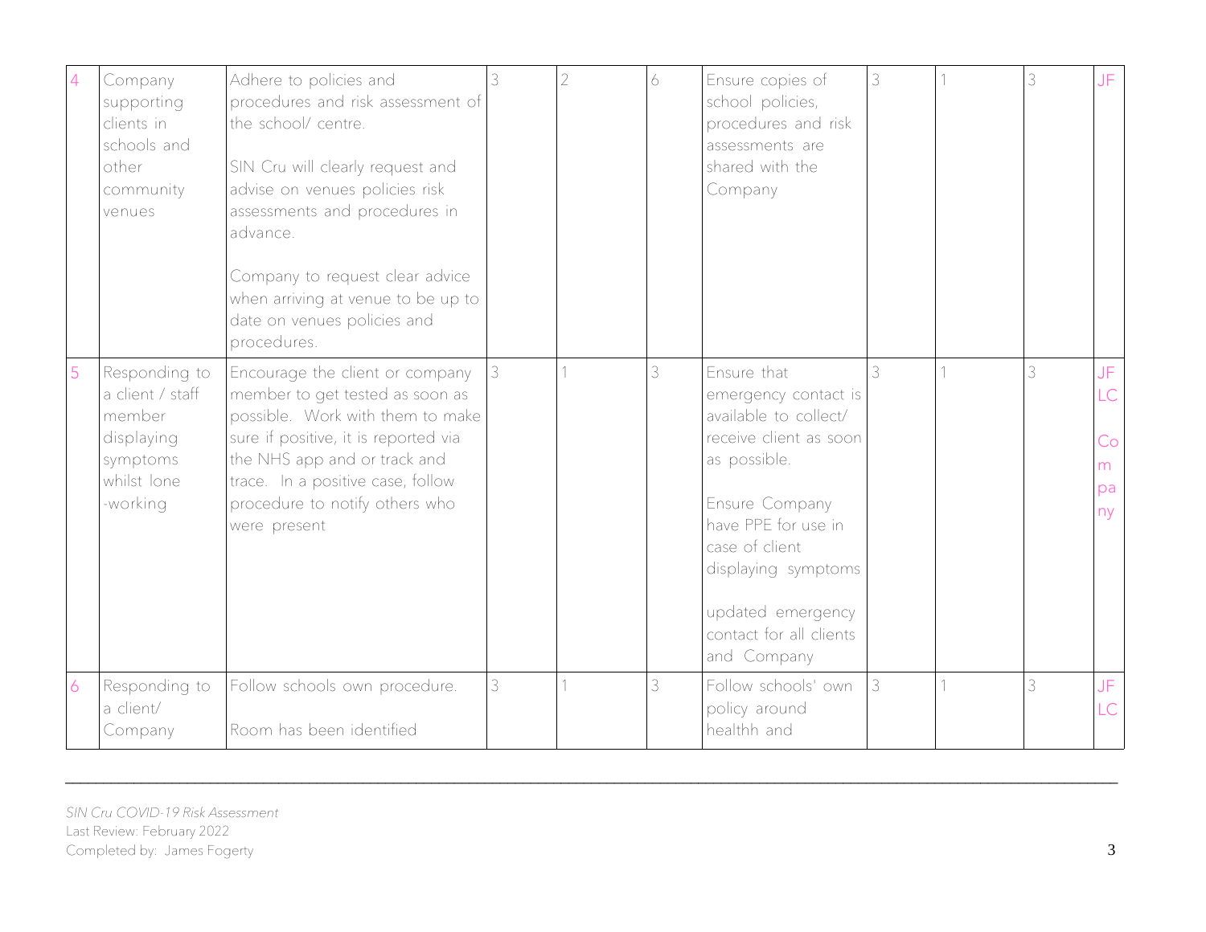| 4 | Company supporting clients in schools and other community venues | Adhere to policies and procedures and risk assessment of the school/ centre.<br><br>SIN Cru will clearly request and advise on venues policies risk assessments and procedures in advance.<br><br>Company to request clear advice when arriving at venue to be up to date on venues policies and procedures. | 3 | 2 | 6 | Ensure copies of school policies, procedures and risk assessments are shared with the Company | 3 | 1 | 3 | JF |
|---|---|---|---|---|---|---|---|---|---|---|
| 5 | Responding to a client / staff member displaying symptoms whilst lone -working | Encourage the client or company member to get tested as soon as possible. Work with them to make sure if positive, it is reported via the NHS app and or track and trace. In a positive case, follow procedure to notify others who were present | 3 | 1 | 3 | Ensure that emergency contact is available to collect/ receive client as soon as possible.<br><br>Ensure Company have PPE for use in case of client displaying symptoms<br><br>updated emergency contact for all clients and Company | 3 | 1 | 3 | JF LC Company |
| 6 | Responding to a client/ Company | Follow schools own procedure.<br><br>Room has been identified | 3 | 1 | 3 | Follow schools' own policy around healthh and | 3 | 1 | 3 | JF LC |

*SIN Cru COVID-19 Risk Assessment*
Last Review: February 2022
Completed by: James Fogerty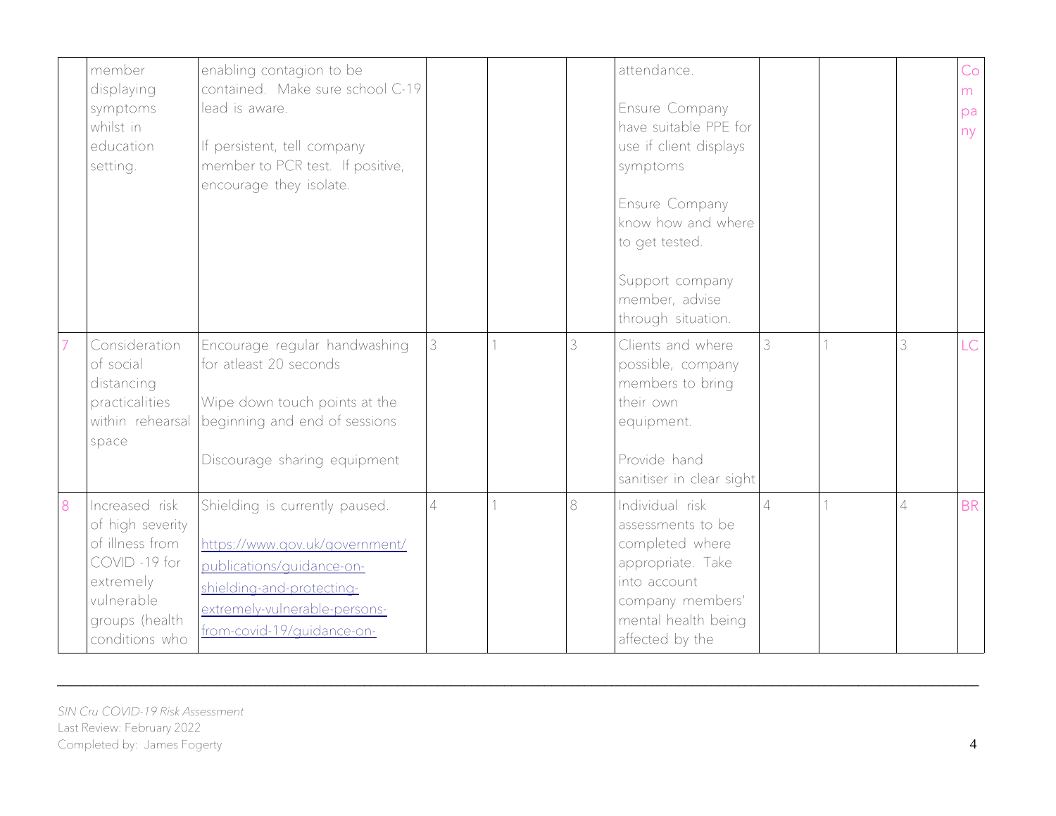| | | | | | | | | | | |
|---|---|---|---|---|---|---|---|---|---|---|
| | member displaying symptoms whilst in education setting. | enabling contagion to be contained. Make sure school C-19 lead is aware.<br><br>If persistent, tell company member to PCR test. If positive, encourage they isolate. | | | | attendance.<br><br>Ensure Company have suitable PPE for use if client displays symptoms<br><br>Ensure Company know how and where to get tested.<br><br>Support company member, advise through situation. | | | | Company |
| 7 | Consideration of social distancing practicalities within rehearsal space | Encourage regular handwashing for atleast 20 seconds<br><br>Wipe down touch points at the beginning and end of sessions<br><br>Discourage sharing equipment | 3 | 1 | 3 | Clients and where possible, company members to bring their own equipment.<br><br>Provide hand sanitiser in clear sight | 3 | 1 | 3 | LC |
| 8 | Increased risk of high severity of illness from COVID -19 for extremely vulnerable groups (health conditions who | Shielding is currently paused.<br><br>[https://www.gov.uk/government/publications/guidance-on-shielding-and-protecting-extremely-vulnerable-persons-from-covid-19/guidance-on-](https://www.gov.uk/government/publications/guidance-on-shielding-and-protecting-extremely-vulnerable-persons-from-covid-19/guidance-on-) | 4 | 1 | 8 | Individual risk assessments to be completed where appropriate. Take into account company members' mental health being affected by the | 4 | 1 | 4 | BR |

*SIN Cru COVID-19 Risk Assessment*
Last Review: February 2022
Completed by: James Fogerty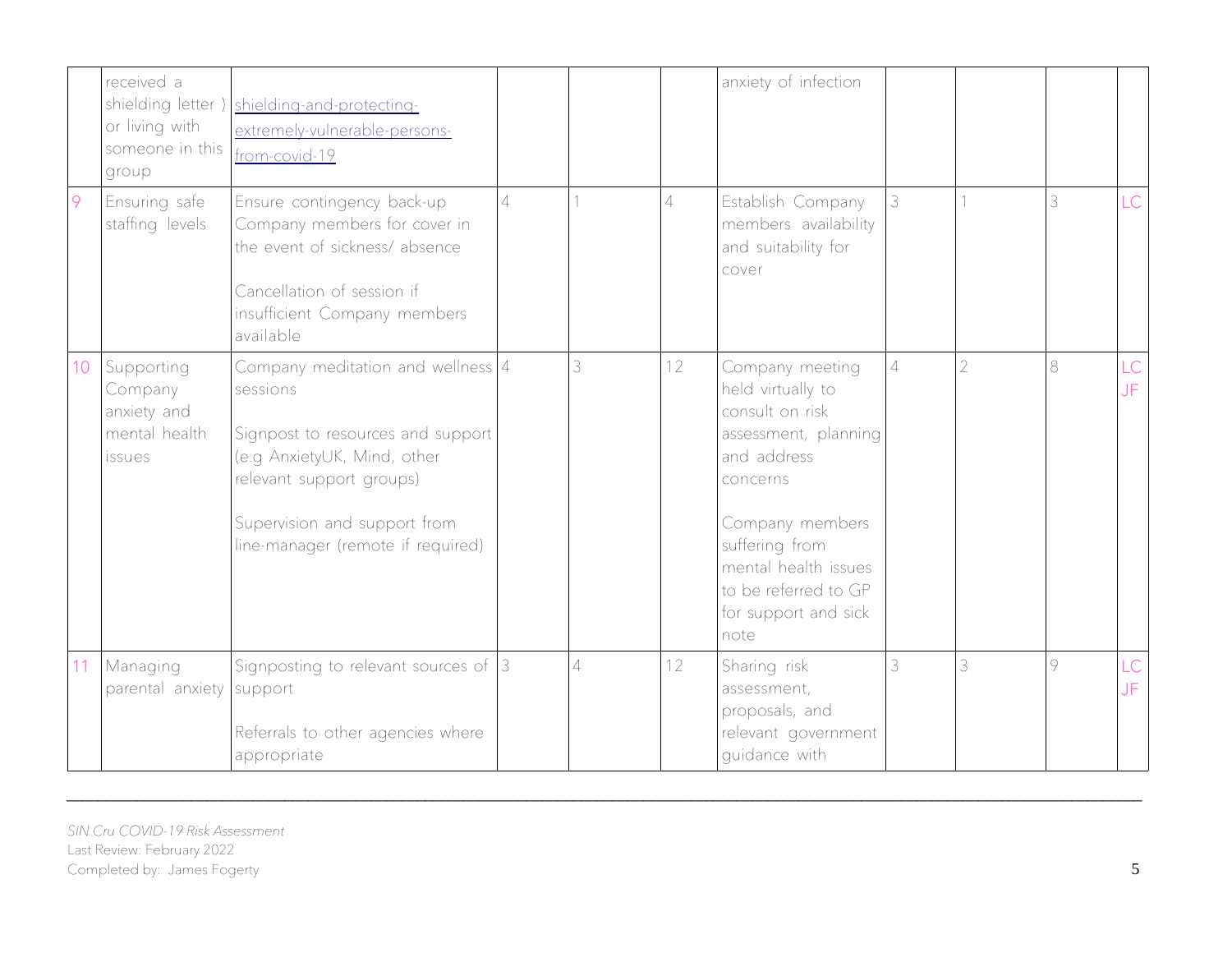| | | | | | | | | | | |
|---|---|---|---|---|---|---|---|---|---|---|
| | received a shielding letter ) or living with someone in this group | shielding-and-protecting-extremely-vulnerable-persons-from-covid-19 | | | | anxiety of infection | | | | |
| 9 | Ensuring safe staffing levels | Ensure contingency back-up Company members for cover in the event of sickness/ absence<br><br>Cancellation of session if insufficient Company members available | 4 | 1 | 4 | Establish Company members availability and suitability for cover | 3 | 1 | 3 | LC |
| 10 | Supporting Company anxiety and mental health issues | Company meditation and wellness sessions<br><br>Signpost to resources and support (e.g AnxietyUK, Mind, other relevant support groups)<br><br>Supervision and support from line-manager (remote if required) | 4 | 3 | 12 | Company meeting held virtually to consult on risk assessment, planning and address concerns<br><br>Company members suffering from mental health issues to be referred to GP for support and sick note | 4 | 2 | 8 | LC JF |
| 11 | Managing parental anxiety | Signposting to relevant sources of support<br><br>Referrals to other agencies where appropriate | 3 | 4 | 12 | Sharing risk assessment, proposals, and relevant government guidance with | 3 | 3 | 9 | LC JF |

*SIN Cru COVID-19 Risk Assessment*
Last Review: February 2022
Completed by: James Fogerty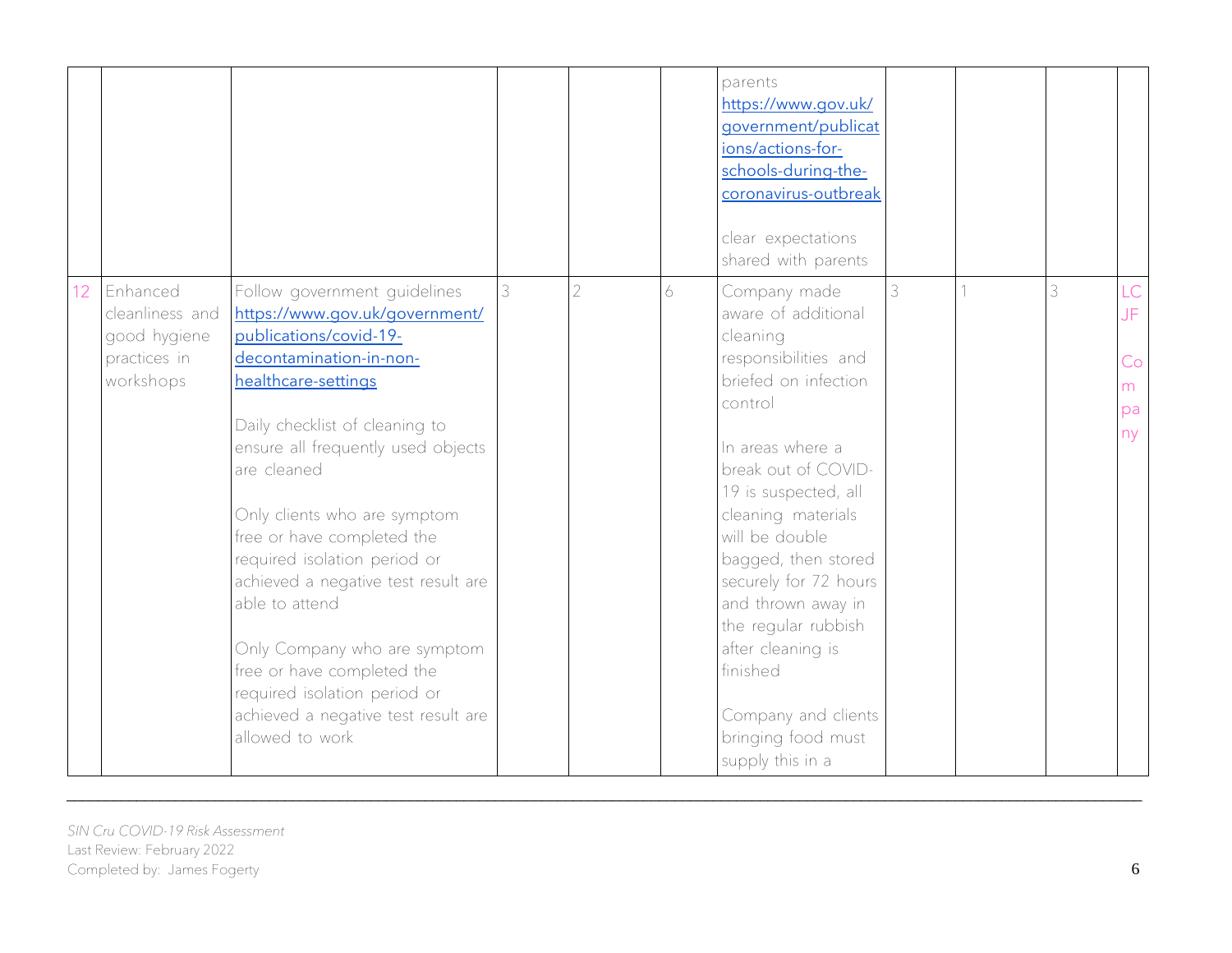| | | | | | | | | | | |
|---|---|---|---|---|---|---|---|---|---|---|
| | | | | | | parents https://www.gov.uk/government/publications/actions-for-schools-during-the-coronavirus-outbreak<br><br>clear expectations shared with parents | | | | |
| 12 | Enhanced cleanliness and good hygiene practices in workshops | Follow government guidelines https://www.gov.uk/government/publications/covid-19-decontamination-in-non-healthcare-settings<br><br>Daily checklist of cleaning to ensure all frequently used objects are cleaned<br><br>Only clients who are symptom free or have completed the required isolation period or achieved a negative test result are able to attend<br><br>Only Company who are symptom free or have completed the required isolation period or achieved a negative test result are allowed to work | 3 | 2 | 6 | Company made aware of additional cleaning responsibilities and briefed on infection control<br><br>In areas where a break out of COVID-19 is suspected, all cleaning materials will be double bagged, then stored securely for 72 hours and thrown away in the regular rubbish after cleaning is finished<br><br>Company and clients bringing food must supply this in a | 3 | 1 | 3 | LC JF<br><br>Company |

*SIN Cru COVID-19 Risk Assessment*
Last Review: February 2022
Completed by: James Fogerty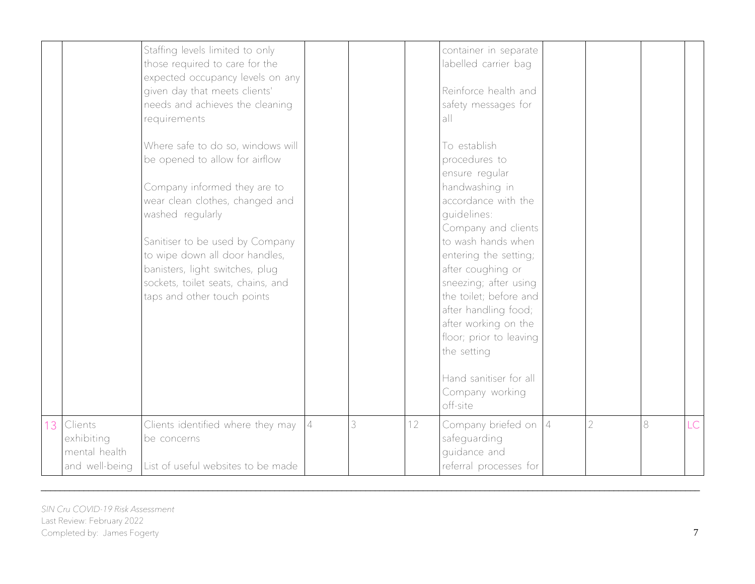| | | | | | | | | | | |
|---|---|---|---|---|---|---|---|---|---|---|
| | | Staffing levels limited to only those required to care for the expected occupancy levels on any given day that meets clients' needs and achieves the cleaning requirements<br><br>Where safe to do so, windows will be opened to allow for airflow<br><br>Company informed they are to wear clean clothes, changed and washed regularly<br><br>Sanitiser to be used by Company to wipe down all door handles, banisters, light switches, plug sockets, toilet seats, chains, and taps and other touch points | | | | container in separate labelled carrier bag<br><br>Reinforce health and safety messages for all<br><br>To establish procedures to ensure regular handwashing in accordance with the guidelines: Company and clients to wash hands when entering the setting; after coughing or sneezing; after using the toilet; before and after handling food; after working on the floor; prior to leaving the setting<br><br>Hand sanitiser for all Company working off-site | | | | |
| 13 | Clients exhibiting mental health and well-being | Clients identified where they may be concerns<br><br>List of useful websites to be made | 4 | 3 | 12 | Company briefed on safeguarding guidance and referral processes for | 4 | 2 | 8 | LC |

*SIN Cru COVID-19 Risk Assessment*
Last Review: February 2022
Completed by: James Fogerty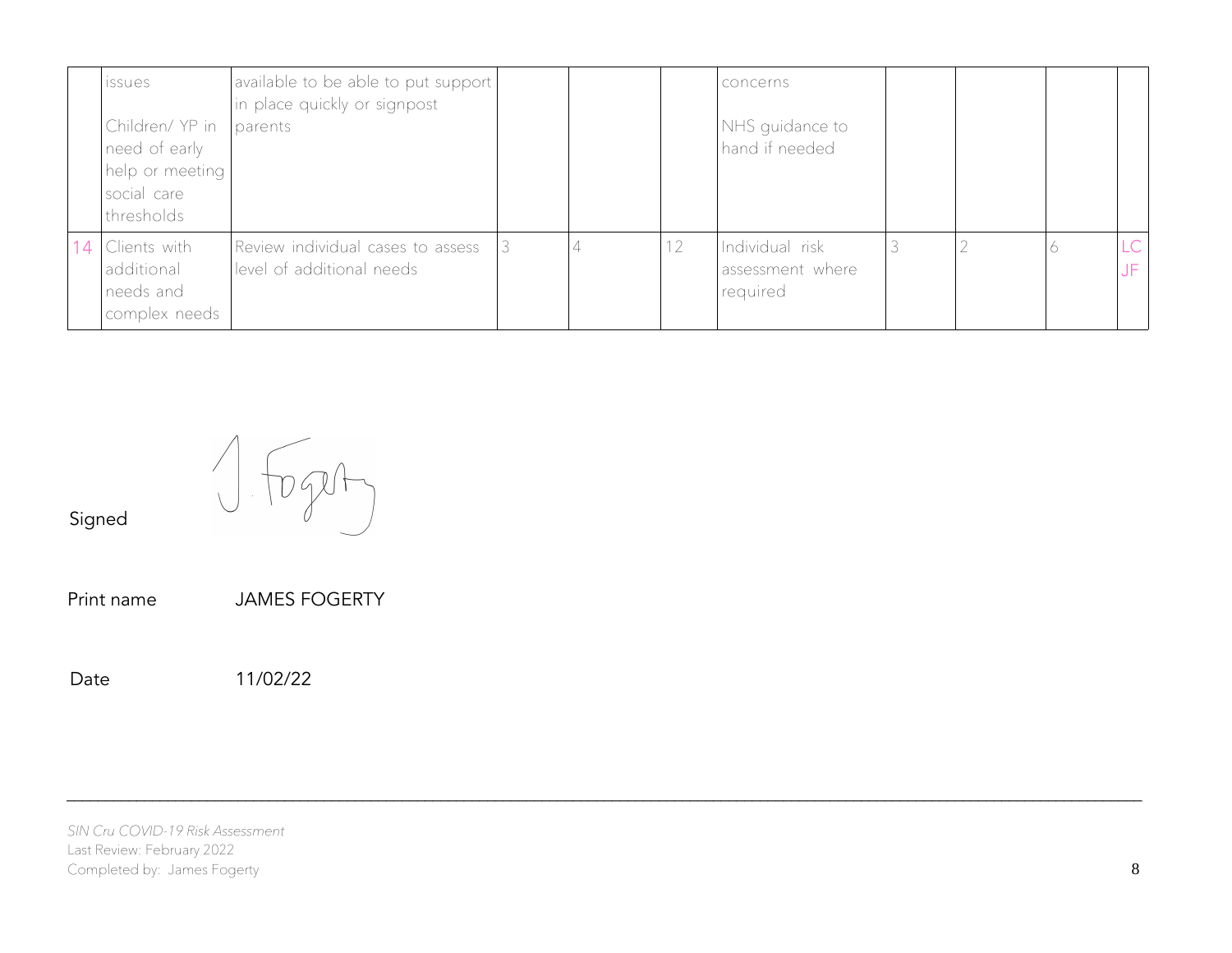| | | | | | | | | | | |
|---|---|---|---|---|---|---|---|---|---|---|
| | issues<br><br>Children/ YP in need of early help or meeting social care thresholds | available to be able to put support in place quickly or signpost parents | | | | concerns<br><br>NHS guidance to hand if needed | | | | |
| 14 | Clients with additional needs and complex needs | Review individual cases to assess level of additional needs | 3 | 4 | 12 | Individual risk assessment where required | 3 | 2 | 6 | LC<br>JF |

Signed

Print name JAMES FOGERTY

Date 11/02/22

*SIN Cru COVID-19 Risk Assessment*
Last Review: February 2022
Completed by: James Fogerty